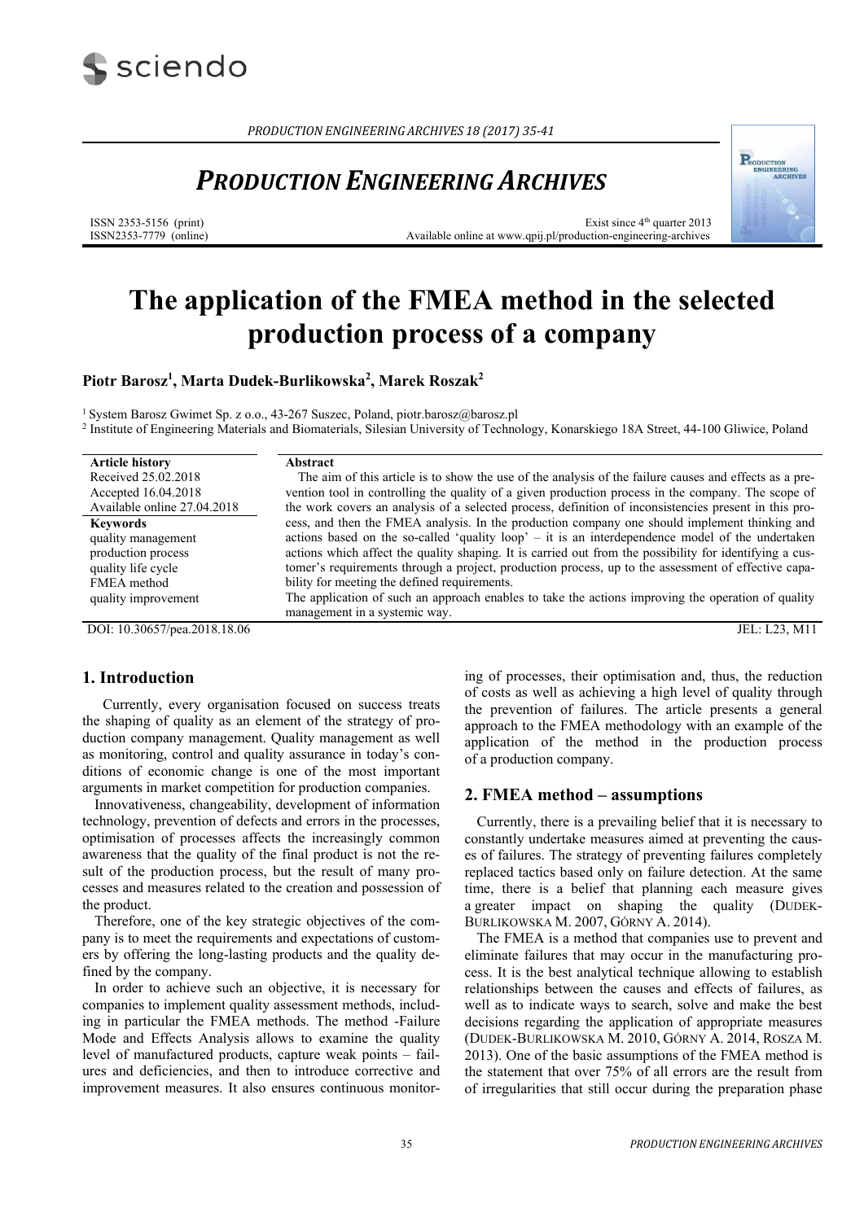# The application of the FMEA method in the selected production process of a company

**Piotr Barosz[1], Marta Dudek-Burlikowska[2], Marek Roszak[2]**

[1] System Barosz Gwimet Sp. z o.o., 43-267 Suszec, Poland, piotr.barosz@barosz.pl
[2] Institute of Engineering Materials and Biomaterials, Silesian University of Technology, Konarskiego 18A Street, 44-100 Gliwice, Poland

**Article history**
Received 25.02.2018
Accepted 16.04.2018
Available online 27.04.2018

**Keywords**
quality management
production process
quality life cycle
FMEA method
quality improvement

**Abstract**

The aim of this article is to show the use of the analysis of the failure causes and effects as a prevention tool in controlling the quality of a given production process in the company. The scope of the work covers an analysis of a selected process, definition of inconsistencies present in this process, and then the FMEA analysis. In the production company one should implement thinking and actions based on the so-called 'quality loop' – it is an interdependence model of the undertaken actions which affect the quality shaping. It is carried out from the possibility for identifying a customer's requirements through a project, production process, up to the assessment of effective capability for meeting the defined requirements.

The application of such an approach enables to take the actions improving the operation of quality management in a systemic way.

DOI: 10.30657/pea.2018.18.06

JEL: L23, M11

## 1. Introduction

Currently, every organisation focused on success treats the shaping of quality as an element of the strategy of production company management. Quality management as well as monitoring, control and quality assurance in today's conditions of economic change is one of the most important arguments in market competition for production companies.

Innovativeness, changeability, development of information technology, prevention of defects and errors in the processes, optimisation of processes affects the increasingly common awareness that the quality of the final product is not the result of the production process, but the result of many processes and measures related to the creation and possession of the product.

Therefore, one of the key strategic objectives of the company is to meet the requirements and expectations of customers by offering the long-lasting products and the quality defined by the company.

In order to achieve such an objective, it is necessary for companies to implement quality assessment methods, including in particular the FMEA methods. The method -Failure Mode and Effects Analysis allows to examine the quality level of manufactured products, capture weak points – failures and deficiencies, and then to introduce corrective and improvement measures. It also ensures continuous monitoring of processes, their optimisation and, thus, the reduction of costs as well as achieving a high level of quality through the prevention of failures. The article presents a general approach to the FMEA methodology with an example of the application of the method in the production process of a production company.

## 2. FMEA method – assumptions

Currently, there is a prevailing belief that it is necessary to constantly undertake measures aimed at preventing the causes of failures. The strategy of preventing failures completely replaced tactics based only on failure detection. At the same time, there is a belief that planning each measure gives a greater impact on shaping the quality (Dudek-Burlikowska M. 2007, Górny A. 2014).

The FMEA is a method that companies use to prevent and eliminate failures that may occur in the manufacturing process. It is the best analytical technique allowing to establish relationships between the causes and effects of failures, as well as to indicate ways to search, solve and make the best decisions regarding the application of appropriate measures (Dudek-Burlikowska M. 2010, Górny A. 2014, Rosza M. 2013). One of the basic assumptions of the FMEA method is the statement that over 75% of all errors are the result from of irregularities that still occur during the preparation phase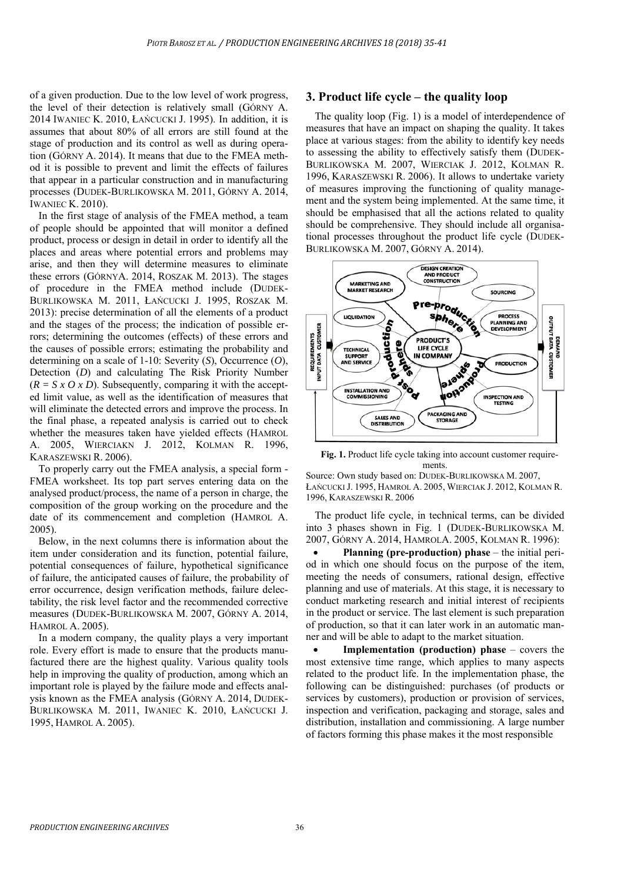of a given production. Due to the low level of work progress, the level of their detection is relatively small (GÓRNY A. 2014 IWANIEC K. 2010, ŁAŃCUCKI J. 1995). In addition, it is assumes that about 80% of all errors are still found at the stage of production and its control as well as during operation (GÓRNY A. 2014). It means that due to the FMEA method it is possible to prevent and limit the effects of failures that appear in a particular construction and in manufacturing processes (DUDEK-BURLIKOWSKA M. 2011, GÓRNY A. 2014, IWANIEC K. 2010).

In the first stage of analysis of the FMEA method, a team of people should be appointed that will monitor a defined product, process or design in detail in order to identify all the places and areas where potential errors and problems may arise, and then they will determine measures to eliminate these errors (GÓRNYA. 2014, ROSZAK M. 2013). The stages of procedure in the FMEA method include (DUDEK-BURLIKOWSKA M. 2011, ŁAŃCUCKI J. 1995, ROSZAK M. 2013): precise determination of all the elements of a product and the stages of the process; the indication of possible errors; determining the outcomes (effects) of these errors and the causes of possible errors; estimating the probability and determining on a scale of 1-10: Severity (*S*), Occurrence (*O*), Detection (*D*) and calculating The Risk Priority Number ($R = S \times O \times D$). Subsequently, comparing it with the accepted limit value, as well as the identification of measures that will eliminate the detected errors and improve the process. In the final phase, a repeated analysis is carried out to check whether the measures taken have yielded effects (HAMROL A. 2005, WIERCIAKN J. 2012, KOLMAN R. 1996, KARASZEWSKI R. 2006).

To properly carry out the FMEA analysis, a special form - FMEA worksheet. Its top part serves entering data on the analysed product/process, the name of a person in charge, the composition of the group working on the procedure and the date of its commencement and completion (HAMROL A. 2005).

Below, in the next columns there is information about the item under consideration and its function, potential failure, potential consequences of failure, hypothetical significance of failure, the anticipated causes of failure, the probability of error occurrence, design verification methods, failure delectability, the risk level factor and the recommended corrective measures (DUDEK-BURLIKOWSKA M. 2007, GÓRNY A. 2014, HAMROL A. 2005).

In a modern company, the quality plays a very important role. Every effort is made to ensure that the products manufactured there are the highest quality. Various quality tools help in improving the quality of production, among which an important role is played by the failure mode and effects analysis known as the FMEA analysis (GÓRNY A. 2014, DUDEK-BURLIKOWSKA M. 2011, IWANIEC K. 2010, ŁAŃCUCKI J. 1995, HAMROL A. 2005).

## 3. Product life cycle – the quality loop

The quality loop (Fig. 1) is a model of interdependence of measures that have an impact on shaping the quality. It takes place at various stages: from the ability to identify key needs to assessing the ability to effectively satisfy them (DUDEK-BURLIKOWSKA M. 2007, WIERCIAK J. 2012, KOLMAN R. 1996, KARASZEWSKI R. 2006). It allows to undertake variety of measures improving the functioning of quality management and the system being implemented. At the same time, it should be emphasised that all the actions related to quality should be comprehensive. They should include all organisational processes throughout the product life cycle (DUDEK-BURLIKOWSKA M. 2007, GÓRNY A. 2014).

**Fig. 1.** Product life cycle taking into account customer requirements.

Source: Own study based on: DUDEK-BURLIKOWSKA M. 2007, ŁAŃCUCKI J. 1995, HAMROL A. 2005, WIERCIAK J. 2012, KOLMAN R. 1996, KARASZEWSKI R. 2006

The product life cycle, in technical terms, can be divided into 3 phases shown in Fig. 1 (DUDEK-BURLIKOWSKA M. 2007, GÓRNY A. 2014, HAMROLA. 2005, KOLMAN R. 1996):

- **Planning (pre-production) phase** – the initial period in which one should focus on the purpose of the item, meeting the needs of consumers, rational design, effective planning and use of materials. At this stage, it is necessary to conduct marketing research and initial interest of recipients in the product or service. The last element is such preparation of production, so that it can later work in an automatic manner and will be able to adapt to the market situation.
- **Implementation (production) phase** – covers the most extensive time range, which applies to many aspects related to the product life. In the implementation phase, the following can be distinguished: purchases (of products or services by customers), production or provision of services, inspection and verification, packaging and storage, sales and distribution, installation and commissioning. A large number of factors forming this phase makes it the most responsible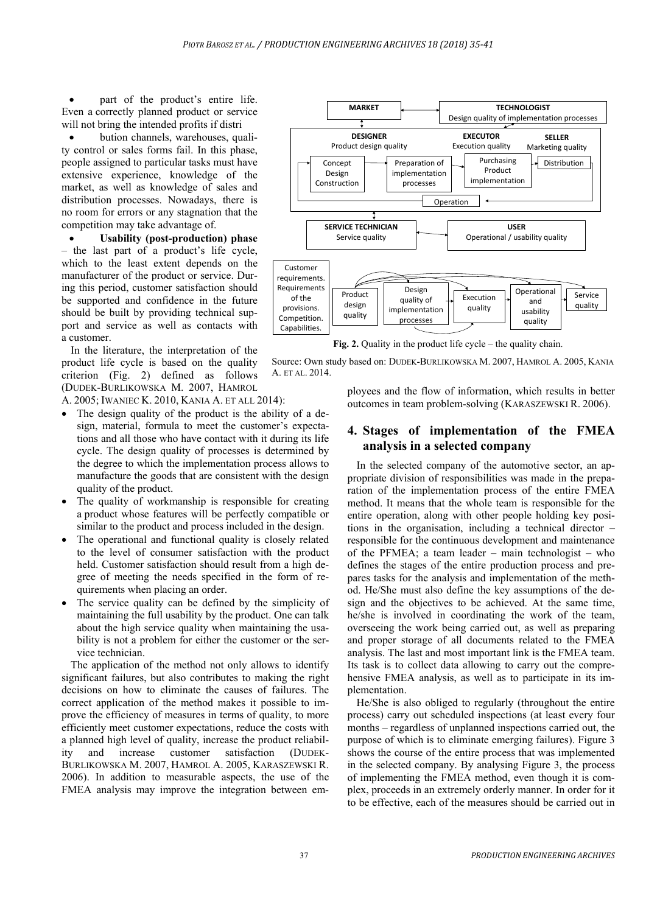- part of the product's entire life. Even a correctly planned product or service will not bring the intended profits if distri
- bution channels, warehouses, quality control or sales forms fail. In this phase, people assigned to particular tasks must have extensive experience, knowledge of the market, as well as knowledge of sales and distribution processes. Nowadays, there is no room for errors or any stagnation that the competition may take advantage of.
- **Usability (post-production) phase** – the last part of a product's life cycle, which to the least extent depends on the manufacturer of the product or service. During this period, customer satisfaction should be supported and confidence in the future should be built by providing technical support and service as well as contacts with a customer.

In the literature, the interpretation of the product life cycle is based on the quality criterion (Fig. 2) defined as follows (DUDEK-BURLIKOWSKA M. 2007, HAMROL A. 2005; IWANIEC K. 2010, KANIA A. ET ALL 2014):

- The design quality of the product is the ability of a design, material, formula to meet the customer's expectations and all those who have contact with it during its life cycle. The design quality of processes is determined by the degree to which the implementation process allows to manufacture the goods that are consistent with the design quality of the product.
- The quality of workmanship is responsible for creating a product whose features will be perfectly compatible or similar to the product and process included in the design.
- The operational and functional quality is closely related to the level of consumer satisfaction with the product held. Customer satisfaction should result from a high degree of meeting the needs specified in the form of requirements when placing an order.
- The service quality can be defined by the simplicity of maintaining the full usability by the product. One can talk about the high service quality when maintaining the usability is not a problem for either the customer or the service technician.

The application of the method not only allows to identify significant failures, but also contributes to making the right decisions on how to eliminate the causes of failures. The correct application of the method makes it possible to improve the efficiency of measures in terms of quality, to more efficiently meet customer expectations, reduce the costs with a planned high level of quality, increase the product reliability and increase customer satisfaction (DUDEK-BURLIKOWSKA M. 2007, HAMROL A. 2005, KARASZEWSKI R. 2006). In addition to measurable aspects, the use of the FMEA analysis may improve the integration between employees and the flow of information, which results in better outcomes in team problem-solving (KARASZEWSKI R. 2006).

MARKET | TECHNOLOGIST – Design quality of implementation processes | DESIGNER – Product design quality | EXECUTOR – Execution quality | SELLER – Marketing quality | Concept Design Construction | Preparation of implementation processes | Purchasing Product implementation | Distribution | Operation | SERVICE TECHNICIAN – Service quality | USER – Operational / usability quality

Customer requirements. Requirements of the provisions. Competition. Capabilities. | Product design quality | Design quality of implementation processes | Execution quality | Operational and usability quality | Service quality

**Fig. 2.** Quality in the product life cycle – the quality chain.

Source: Own study based on: DUDEK-BURLIKOWSKA M. 2007, HAMROL A. 2005, KANIA A. ET AL. 2014.

## 4. Stages of implementation of the FMEA analysis in a selected company

In the selected company of the automotive sector, an appropriate division of responsibilities was made in the preparation of the implementation process of the entire FMEA method. It means that the whole team is responsible for the entire operation, along with other people holding key positions in the organisation, including a technical director – responsible for the continuous development and maintenance of the PFMEA; a team leader – main technologist – who defines the stages of the entire production process and prepares tasks for the analysis and implementation of the method. He/She must also define the key assumptions of the design and the objectives to be achieved. At the same time, he/she is involved in coordinating the work of the team, overseeing the work being carried out, as well as preparing and proper storage of all documents related to the FMEA analysis. The last and most important link is the FMEA team. Its task is to collect data allowing to carry out the comprehensive FMEA analysis, as well as to participate in its implementation.

He/She is also obliged to regularly (throughout the entire process) carry out scheduled inspections (at least every four months – regardless of unplanned inspections carried out, the purpose of which is to eliminate emerging failures). Figure 3 shows the course of the entire process that was implemented in the selected company. By analysing Figure 3, the process of implementing the FMEA method, even though it is complex, proceeds in an extremely orderly manner. In order for it to be effective, each of the measures should be carried out in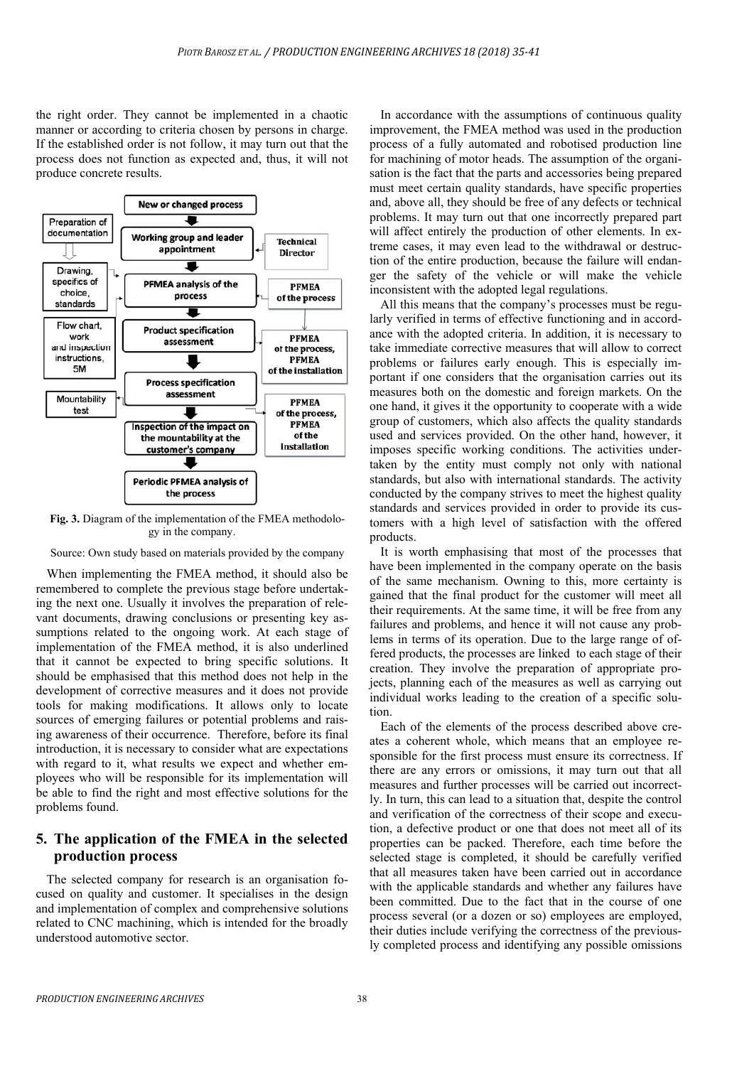the right order. They cannot be implemented in a chaotic manner or according to criteria chosen by persons in charge. If the established order is not follow, it may turn out that the process does not function as expected and, thus, it will not produce concrete results.

**Fig. 3.** Diagram of the implementation of the FMEA methodology in the company.

Source: Own study based on materials provided by the company

When implementing the FMEA method, it should also be remembered to complete the previous stage before undertaking the next one. Usually it involves the preparation of relevant documents, drawing conclusions or presenting key assumptions related to the ongoing work. At each stage of implementation of the FMEA method, it is also underlined that it cannot be expected to bring specific solutions. It should be emphasised that this method does not help in the development of corrective measures and it does not provide tools for making modifications. It allows only to locate sources of emerging failures or potential problems and raising awareness of their occurrence. Therefore, before its final introduction, it is necessary to consider what are expectations with regard to it, what results we expect and whether employees who will be responsible for its implementation will be able to find the right and most effective solutions for the problems found.

## 5. The application of the FMEA in the selected production process

The selected company for research is an organisation focused on quality and customer. It specialises in the design and implementation of complex and comprehensive solutions related to CNC machining, which is intended for the broadly understood automotive sector.

In accordance with the assumptions of continuous quality improvement, the FMEA method was used in the production process of a fully automated and robotised production line for machining of motor heads. The assumption of the organisation is the fact that the parts and accessories being prepared must meet certain quality standards, have specific properties and, above all, they should be free of any defects or technical problems. It may turn out that one incorrectly prepared part will affect entirely the production of other elements. In extreme cases, it may even lead to the withdrawal or destruction of the entire production, because the failure will endanger the safety of the vehicle or will make the vehicle inconsistent with the adopted legal regulations.

All this means that the company's processes must be regularly verified in terms of effective functioning and in accordance with the adopted criteria. In addition, it is necessary to take immediate corrective measures that will allow to correct problems or failures early enough. This is especially important if one considers that the organisation carries out its measures both on the domestic and foreign markets. On the one hand, it gives it the opportunity to cooperate with a wide group of customers, which also affects the quality standards used and services provided. On the other hand, however, it imposes specific working conditions. The activities undertaken by the entity must comply not only with national standards, but also with international standards. The activity conducted by the company strives to meet the highest quality standards and services provided in order to provide its customers with a high level of satisfaction with the offered products.

It is worth emphasising that most of the processes that have been implemented in the company operate on the basis of the same mechanism. Owning to this, more certainty is gained that the final product for the customer will meet all their requirements. At the same time, it will be free from any failures and problems, and hence it will not cause any problems in terms of its operation. Due to the large range of offered products, the processes are linked to each stage of their creation. They involve the preparation of appropriate projects, planning each of the measures as well as carrying out individual works leading to the creation of a specific solution.

Each of the elements of the process described above creates a coherent whole, which means that an employee responsible for the first process must ensure its correctness. If there are any errors or omissions, it may turn out that all measures and further processes will be carried out incorrectly. In turn, this can lead to a situation that, despite the control and verification of the correctness of their scope and execution, a defective product or one that does not meet all of its properties can be packed. Therefore, each time before the selected stage is completed, it should be carefully verified that all measures taken have been carried out in accordance with the applicable standards and whether any failures have been committed. Due to the fact that in the course of one process several (or a dozen or so) employees are employed, their duties include verifying the correctness of the previously completed process and identifying any possible omissions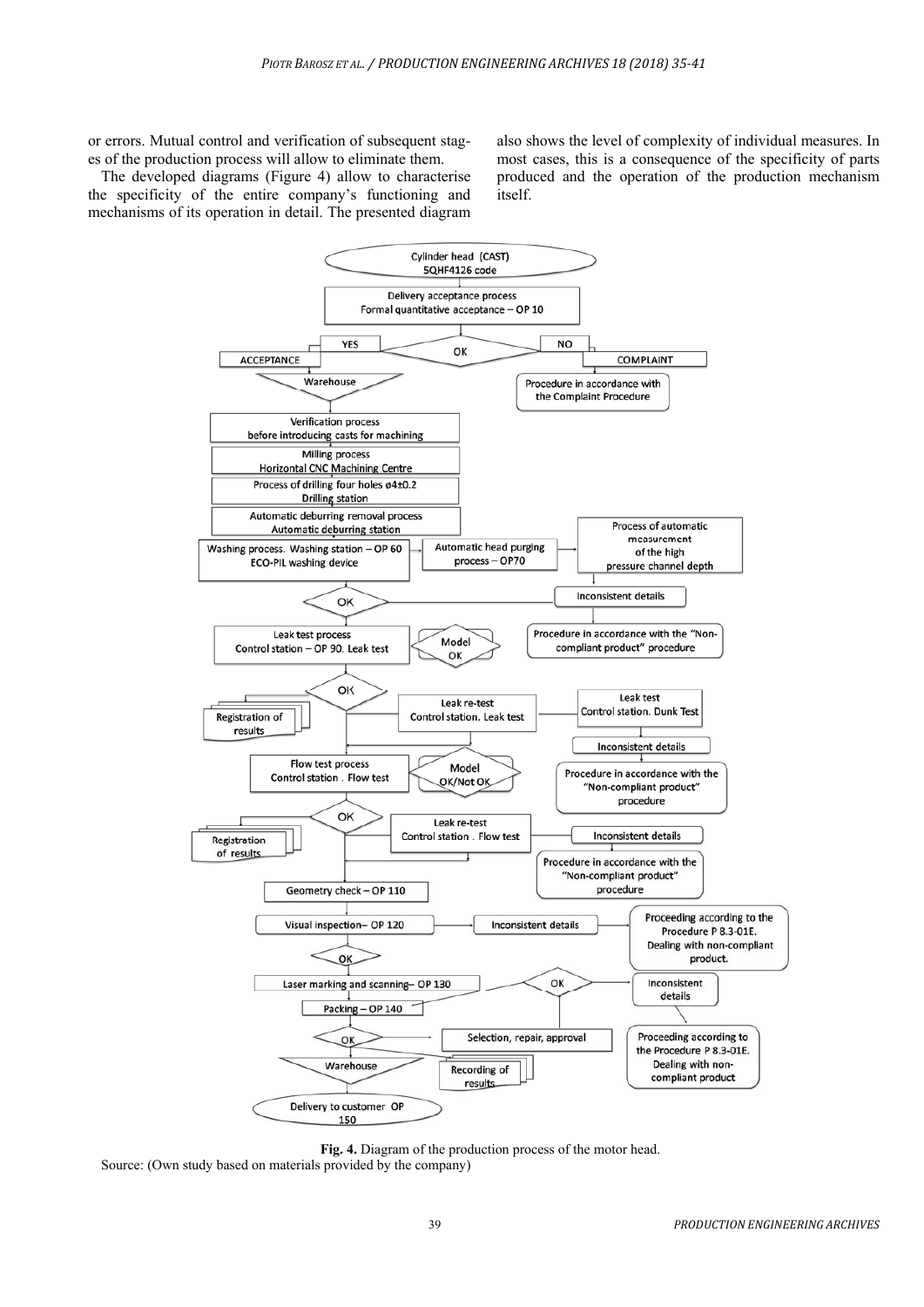or errors. Mutual control and verification of subsequent stages of the production process will allow to eliminate them.

The developed diagrams (Figure 4) allow to characterise the specificity of the entire company's functioning and mechanisms of its operation in detail. The presented diagram also shows the level of complexity of individual measures. In most cases, this is a consequence of the specificity of parts produced and the operation of the production mechanism itself.

**Fig. 4.** Diagram of the production process of the motor head.

Source: (Own study based on materials provided by the company)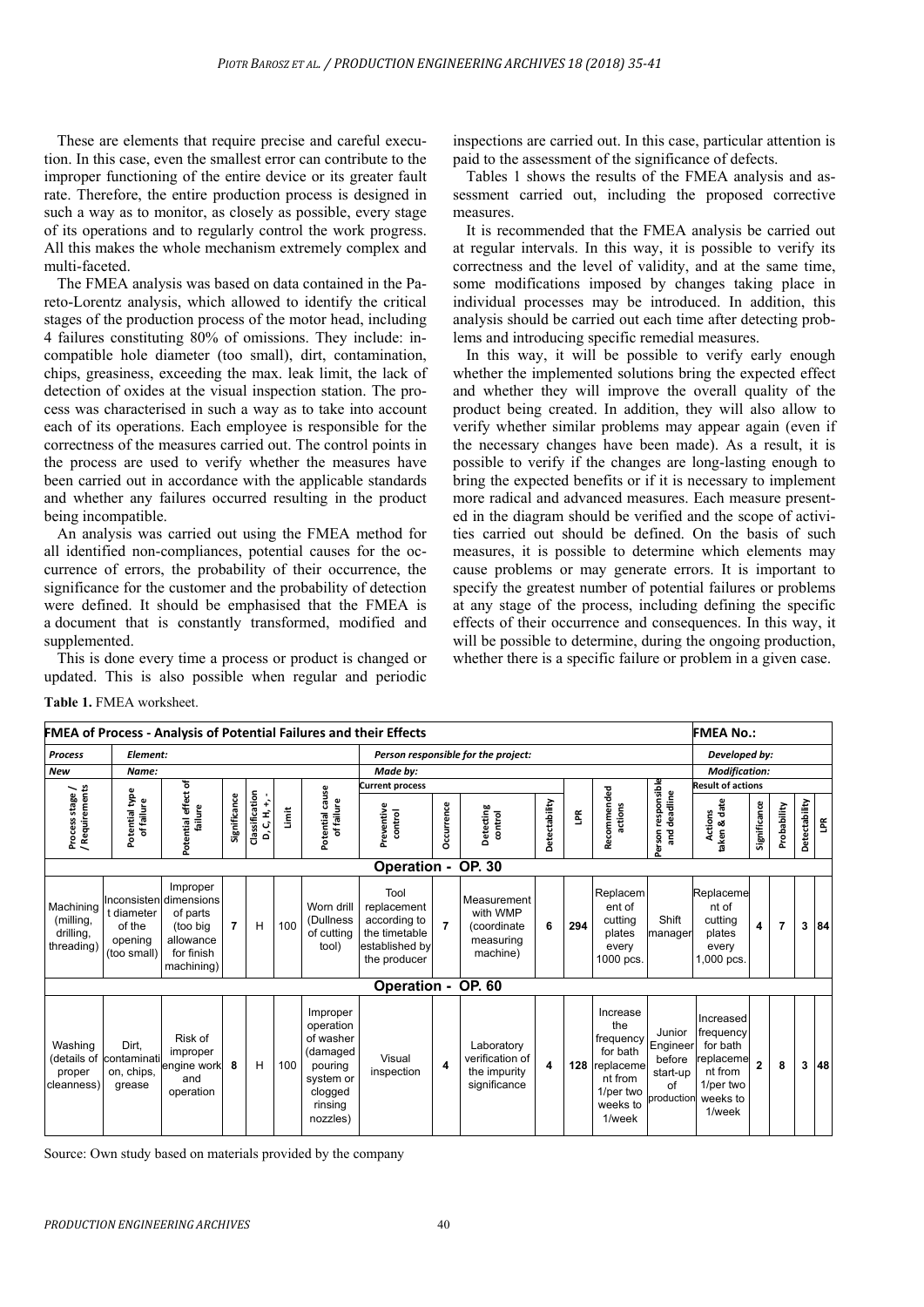These are elements that require precise and careful execution. In this case, even the smallest error can contribute to the improper functioning of the entire device or its greater fault rate. Therefore, the entire production process is designed in such a way as to monitor, as closely as possible, every stage of its operations and to regularly control the work progress. All this makes the whole mechanism extremely complex and multi-faceted.

The FMEA analysis was based on data contained in the Pareto-Lorentz analysis, which allowed to identify the critical stages of the production process of the motor head, including 4 failures constituting 80% of omissions. They include: incompatible hole diameter (too small), dirt, contamination, chips, greasiness, exceeding the max. leak limit, the lack of detection of oxides at the visual inspection station. The process was characterised in such a way as to take into account each of its operations. Each employee is responsible for the correctness of the measures carried out. The control points in the process are used to verify whether the measures have been carried out in accordance with the applicable standards and whether any failures occurred resulting in the product being incompatible.

An analysis was carried out using the FMEA method for all identified non-compliances, potential causes for the occurrence of errors, the probability of their occurrence, the significance for the customer and the probability of detection were defined. It should be emphasised that the FMEA is a document that is constantly transformed, modified and supplemented.

This is done every time a process or product is changed or updated. This is also possible when regular and periodic inspections are carried out. In this case, particular attention is paid to the assessment of the significance of defects.

Tables 1 shows the results of the FMEA analysis and assessment carried out, including the proposed corrective measures.

It is recommended that the FMEA analysis be carried out at regular intervals. In this way, it is possible to verify its correctness and the level of validity, and at the same time, some modifications imposed by changes taking place in individual processes may be introduced. In addition, this analysis should be carried out each time after detecting problems and introducing specific remedial measures.

In this way, it will be possible to verify early enough whether the implemented solutions bring the expected effect and whether they will improve the overall quality of the product being created. In addition, they will also allow to verify whether similar problems may appear again (even if the necessary changes have been made). As a result, it is possible to verify if the changes are long-lasting enough to bring the expected benefits or if it is necessary to implement more radical and advanced measures. Each measure presented in the diagram should be verified and the scope of activities carried out should be defined. On the basis of such measures, it is possible to determine which elements may cause problems or may generate errors. It is important to specify the greatest number of potential failures or problems at any stage of the process, including defining the specific effects of their occurrence and consequences. In this way, it will be possible to determine, during the ongoing production, whether there is a specific failure or problem in a given case.

**Table 1.** FMEA worksheet.

| **FMEA of Process - Analysis of Potential Failures and their Effects** | | | | | | | | | | | | | | | **FMEA No.:** | | | | |
|---|---|---|---|---|---|---|---|---|---|---|---|---|---|---|---|---|---|---|---|
| ***Process*** | ***Element:*** | | | | | | ***Person responsible for the project:*** | | | | | | | | ***Developed by:*** | | | | |
| ***New*** | ***Name:*** | | | | | | ***Made by:*** | | | | | | | | ***Modification:*** | | | | |
| | | | | | | | **Current process** | | | | | | | | **Result of actions** | | | | |
| **Process stage / Requirements** | **Potential type of failure** | **Potential effect of failure** | **Significance** | **Classification D, C, H, +, -** | **Limit** | **Potential cause of failure** | **Preventive control** | **Occurrence** | **Detecting control** | **Detectability** | **LPR** | **Recommended actions** | **Person responsible and deadline** | | **Actions taken & date** | **Significance** | **Probability** | **Detectability** | **LPR** |
| **Operation - OP. 30** | | | | | | | | | | | | | | | | | | | |
| Machining (milling, drilling, threading) | Inconsistent diameter of the opening (too small) | Improper dimensions of parts (too big allowance for finish machining) | 7 | H | 100 | Worn drill (Dullness of cutting tool) | Tool replacement according to the timetable established by the producer | 7 | Measurement with WMP (coordinate measuring machine) | 6 | 294 | Replacement of cutting plates every 1000 pcs. | Shift manager | | Replacement of cutting plates every 1,000 pcs. | 4 | 7 | 3 | 84 |
| **Operation - OP. 60** | | | | | | | | | | | | | | | | | | | |
| Washing (details of proper cleanness) | Dirt, contamination, chips, grease | Risk of improper engine work and operation | 8 | H | 100 | Improper operation of washer (damaged pouring system or clogged rinsing nozzles) | Visual inspection | 4 | Laboratory verification of the impurity significance | 4 | 128 | Increase the frequency for bath replacement from 1/per two weeks to 1/week | Junior Engineer before start-up of production | | Increased frequency for bath replacement from 1/per two weeks to 1/week | 2 | 8 | 3 | 48 |

Source: Own study based on materials provided by the company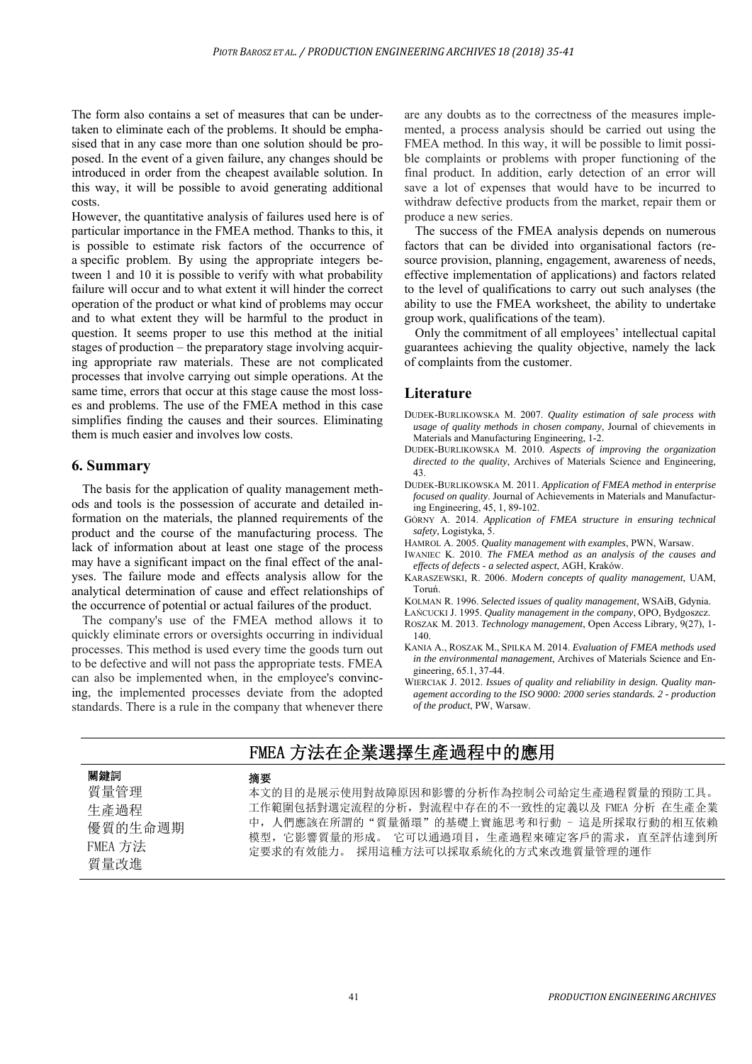The form also contains a set of measures that can be undertaken to eliminate each of the problems. It should be emphasised that in any case more than one solution should be proposed. In the event of a given failure, any changes should be introduced in order from the cheapest available solution. In this way, it will be possible to avoid generating additional costs.

However, the quantitative analysis of failures used here is of particular importance in the FMEA method. Thanks to this, it is possible to estimate risk factors of the occurrence of a specific problem. By using the appropriate integers between 1 and 10 it is possible to verify with what probability failure will occur and to what extent it will hinder the correct operation of the product or what kind of problems may occur and to what extent they will be harmful to the product in question. It seems proper to use this method at the initial stages of production – the preparatory stage involving acquiring appropriate raw materials. These are not complicated processes that involve carrying out simple operations. At the same time, errors that occur at this stage cause the most losses and problems. The use of the FMEA method in this case simplifies finding the causes and their sources. Eliminating them is much easier and involves low costs.

## 6. Summary

The basis for the application of quality management methods and tools is the possession of accurate and detailed information on the materials, the planned requirements of the product and the course of the manufacturing process. The lack of information about at least one stage of the process may have a significant impact on the final effect of the analyses. The failure mode and effects analysis allow for the analytical determination of cause and effect relationships of the occurrence of potential or actual failures of the product.

The company's use of the FMEA method allows it to quickly eliminate errors or oversights occurring in individual processes. This method is used every time the goods turn out to be defective and will not pass the appropriate tests. FMEA can also be implemented when, in the employee's convincing, the implemented processes deviate from the adopted standards. There is a rule in the company that whenever there are any doubts as to the correctness of the measures implemented, a process analysis should be carried out using the FMEA method. In this way, it will be possible to limit possible complaints or problems with proper functioning of the final product. In addition, early detection of an error will save a lot of expenses that would have to be incurred to withdraw defective products from the market, repair them or produce a new series.

The success of the FMEA analysis depends on numerous factors that can be divided into organisational factors (resource provision, planning, engagement, awareness of needs, effective implementation of applications) and factors related to the level of qualifications to carry out such analyses (the ability to use the FMEA worksheet, the ability to undertake group work, qualifications of the team).

Only the commitment of all employees' intellectual capital guarantees achieving the quality objective, namely the lack of complaints from the customer.

## Literature

DUDEK-BURLIKOWSKA M. 2007. *Quality estimation of sale process with usage of quality methods in chosen company*, Journal of chievements in Materials and Manufacturing Engineering, 1-2.

DUDEK-BURLIKOWSKA M. 2010. *Aspects of improving the organization directed to the quality*, Archives of Materials Science and Engineering, 43.

DUDEK-BURLIKOWSKA M. 2011. *Application of FMEA method in enterprise focused on quality*. Journal of Achievements in Materials and Manufacturing Engineering, 45, 1, 89-102.

GÓRNY A. 2014. *Application of FMEA structure in ensuring technical safety*, Logistyka, 5.

HAMROL A. 2005. *Quality management with examples*, PWN, Warsaw.

IWANIEC K. 2010. *The FMEA method as an analysis of the causes and effects of defects - a selected aspect*, AGH, Kraków.

KARASZEWSKI, R. 2006. *Modern concepts of quality management*, UAM, Toruń.

KOLMAN R. 1996. *Selected issues of quality management*, WSAiB, Gdynia.

ŁAŃCUCKI J. 1995. *Quality management in the company*, OPO, Bydgoszcz.

ROSZAK M. 2013. *Technology management*, Open Access Library, 9(27), 1-140.

KANIA A., ROSZAK M., SPILKA M. 2014. *Evaluation of FMEA methods used in the environmental management*, Archives of Materials Science and Engineering, 65.1, 37-44.

WIERCIAK J. 2012. *Issues of quality and reliability in design. Quality management according to the ISO 9000: 2000 series standards. 2 - production of the product*, PW, Warsaw.

# FMEA 方法在企業選擇生產過程中的應用

**關鍵詞**

質量管理
生產過程
優質的生命週期
FMEA 方法
質量改進

**摘要**

本文的目的是展示使用對故障原因和影響的分析作為控制公司給定生產過程質量的預防工具。工作範圍包括對選定流程的分析，對流程中存在的不一致性的定義以及 FMEA 分析 在生產企業中，人們應該在所謂的"質量循環"的基礎上實施思考和行動 – 這是所採取行動的相互依賴模型，它影響質量的形成。 它可以通過項目，生產過程來確定客戶的需求，直至評估達到所定要求的有效能力。 採用這種方法可以採取系統化的方式來改進質量管理的運作